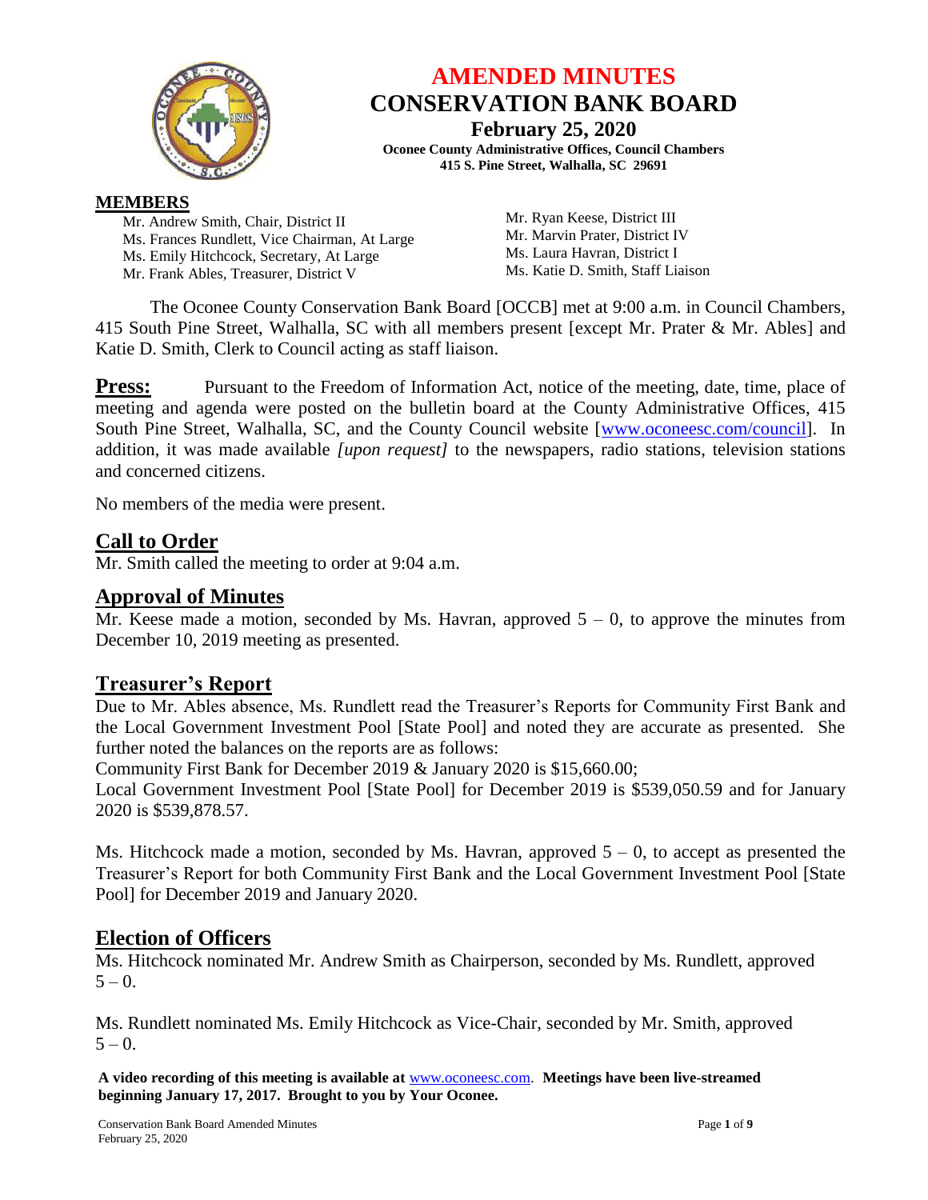# AMENDED MINUTES
# CONSERVATION BANK BOARD
## February 25, 2020
**Oconee County Administrative Offices, Council Chambers**
**415 S. Pine Street, Walhalla, SC 29691**

**MEMBERS**

Mr. Andrew Smith, Chair, District II
Ms. Frances Rundlett, Vice Chairman, At Large
Ms. Emily Hitchcock, Secretary, At Large
Mr. Frank Ables, Treasurer, District V
Mr. Ryan Keese, District III
Mr. Marvin Prater, District IV
Ms. Laura Havran, District I
Ms. Katie D. Smith, Staff Liaison

The Oconee County Conservation Bank Board [OCCB] met at 9:00 a.m. in Council Chambers, 415 South Pine Street, Walhalla, SC with all members present [except Mr. Prater & Mr. Ables] and Katie D. Smith, Clerk to Council acting as staff liaison.

**Press:** Pursuant to the Freedom of Information Act, notice of the meeting, date, time, place of meeting and agenda were posted on the bulletin board at the County Administrative Offices, 415 South Pine Street, Walhalla, SC, and the County Council website [www.oconeesc.com/council]. In addition, it was made available *[upon request]* to the newspapers, radio stations, television stations and concerned citizens.

No members of the media were present.

## Call to Order

Mr. Smith called the meeting to order at 9:04 a.m.

## Approval of Minutes

Mr. Keese made a motion, seconded by Ms. Havran, approved 5 – 0, to approve the minutes from December 10, 2019 meeting as presented.

## Treasurer's Report

Due to Mr. Ables absence, Ms. Rundlett read the Treasurer's Reports for Community First Bank and the Local Government Investment Pool [State Pool] and noted they are accurate as presented. She further noted the balances on the reports are as follows:

Community First Bank for December 2019 & January 2020 is $15,660.00;

Local Government Investment Pool [State Pool] for December 2019 is $539,050.59 and for January 2020 is $539,878.57.

Ms. Hitchcock made a motion, seconded by Ms. Havran, approved 5 – 0, to accept as presented the Treasurer's Report for both Community First Bank and the Local Government Investment Pool [State Pool] for December 2019 and January 2020.

## Election of Officers

Ms. Hitchcock nominated Mr. Andrew Smith as Chairperson, seconded by Ms. Rundlett, approved 5 – 0.

Ms. Rundlett nominated Ms. Emily Hitchcock as Vice-Chair, seconded by Mr. Smith, approved 5 – 0.

**A video recording of this meeting is available at** www.oconeesc.com. **Meetings have been live-streamed beginning January 17, 2017. Brought to you by Your Oconee.**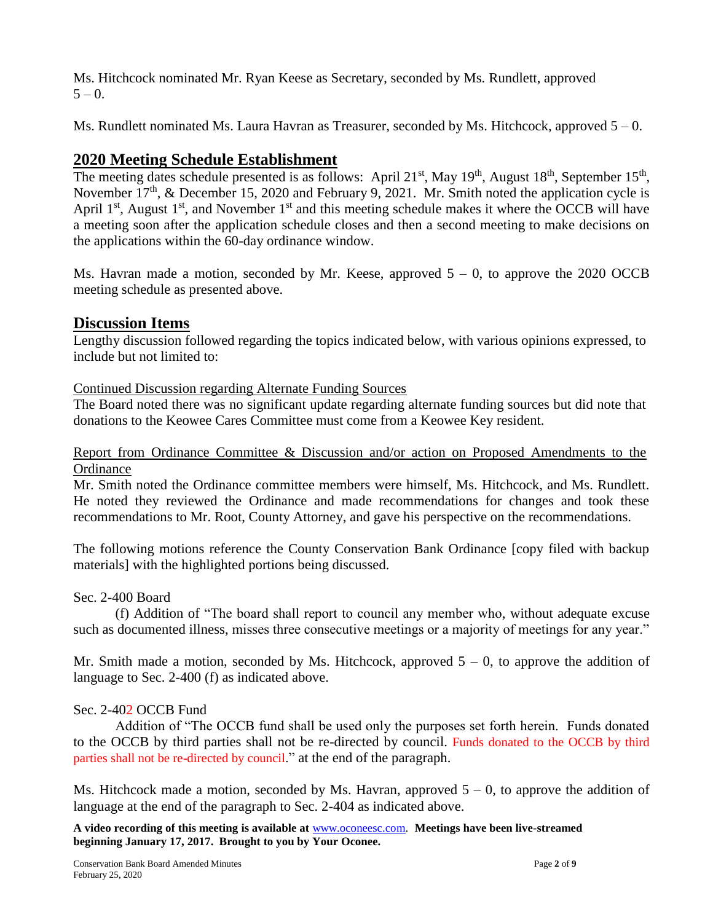Ms. Hitchcock nominated Mr. Ryan Keese as Secretary, seconded by Ms. Rundlett, approved 5 – 0.

Ms. Rundlett nominated Ms. Laura Havran as Treasurer, seconded by Ms. Hitchcock, approved 5 – 0.

## 2020 Meeting Schedule Establishment

The meeting dates schedule presented is as follows: April 21st, May 19th, August 18th, September 15th, November 17th, & December 15, 2020 and February 9, 2021. Mr. Smith noted the application cycle is April 1st, August 1st, and November 1st and this meeting schedule makes it where the OCCB will have a meeting soon after the application schedule closes and then a second meeting to make decisions on the applications within the 60-day ordinance window.

Ms. Havran made a motion, seconded by Mr. Keese, approved 5 – 0, to approve the 2020 OCCB meeting schedule as presented above.

## Discussion Items

Lengthy discussion followed regarding the topics indicated below, with various opinions expressed, to include but not limited to:

Continued Discussion regarding Alternate Funding Sources

The Board noted there was no significant update regarding alternate funding sources but did note that donations to the Keowee Cares Committee must come from a Keowee Key resident.

Report from Ordinance Committee & Discussion and/or action on Proposed Amendments to the Ordinance

Mr. Smith noted the Ordinance committee members were himself, Ms. Hitchcock, and Ms. Rundlett. He noted they reviewed the Ordinance and made recommendations for changes and took these recommendations to Mr. Root, County Attorney, and gave his perspective on the recommendations.

The following motions reference the County Conservation Bank Ordinance [copy filed with backup materials] with the highlighted portions being discussed.

Sec. 2-400 Board

(f) Addition of "The board shall report to council any member who, without adequate excuse such as documented illness, misses three consecutive meetings or a majority of meetings for any year."

Mr. Smith made a motion, seconded by Ms. Hitchcock, approved 5 – 0, to approve the addition of language to Sec. 2-400 (f) as indicated above.

Sec. 2-402 OCCB Fund

Addition of "The OCCB fund shall be used only the purposes set forth herein. Funds donated to the OCCB by third parties shall not be re-directed by council. Funds donated to the OCCB by third parties shall not be re-directed by council." at the end of the paragraph.

Ms. Hitchcock made a motion, seconded by Ms. Havran, approved 5 – 0, to approve the addition of language at the end of the paragraph to Sec. 2-404 as indicated above.

**A video recording of this meeting is available at** www.oconeesc.com. **Meetings have been live-streamed beginning January 17, 2017. Brought to you by Your Oconee.**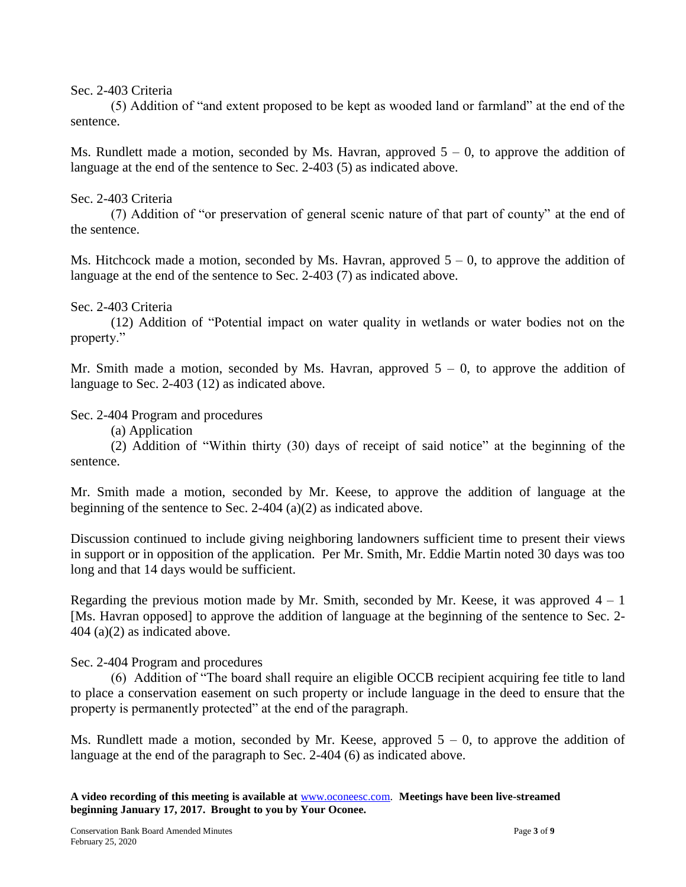Sec. 2-403 Criteria

(5) Addition of "and extent proposed to be kept as wooded land or farmland" at the end of the sentence.

Ms. Rundlett made a motion, seconded by Ms. Havran, approved 5 – 0, to approve the addition of language at the end of the sentence to Sec. 2-403 (5) as indicated above.

Sec. 2-403 Criteria

(7) Addition of "or preservation of general scenic nature of that part of county" at the end of the sentence.

Ms. Hitchcock made a motion, seconded by Ms. Havran, approved 5 – 0, to approve the addition of language at the end of the sentence to Sec. 2-403 (7) as indicated above.

Sec. 2-403 Criteria

(12) Addition of "Potential impact on water quality in wetlands or water bodies not on the property."

Mr. Smith made a motion, seconded by Ms. Havran, approved 5 – 0, to approve the addition of language to Sec. 2-403 (12) as indicated above.

Sec. 2-404 Program and procedures

(a) Application

(2) Addition of "Within thirty (30) days of receipt of said notice" at the beginning of the sentence.

Mr. Smith made a motion, seconded by Mr. Keese, to approve the addition of language at the beginning of the sentence to Sec. 2-404 (a)(2) as indicated above.

Discussion continued to include giving neighboring landowners sufficient time to present their views in support or in opposition of the application. Per Mr. Smith, Mr. Eddie Martin noted 30 days was too long and that 14 days would be sufficient.

Regarding the previous motion made by Mr. Smith, seconded by Mr. Keese, it was approved 4 – 1 [Ms. Havran opposed] to approve the addition of language at the beginning of the sentence to Sec. 2-404 (a)(2) as indicated above.

Sec. 2-404 Program and procedures

(6) Addition of "The board shall require an eligible OCCB recipient acquiring fee title to land to place a conservation easement on such property or include language in the deed to ensure that the property is permanently protected" at the end of the paragraph.

Ms. Rundlett made a motion, seconded by Mr. Keese, approved 5 – 0, to approve the addition of language at the end of the paragraph to Sec. 2-404 (6) as indicated above.

**A video recording of this meeting is available at** www.oconeesc.com. **Meetings have been live-streamed beginning January 17, 2017. Brought to you by Your Oconee.**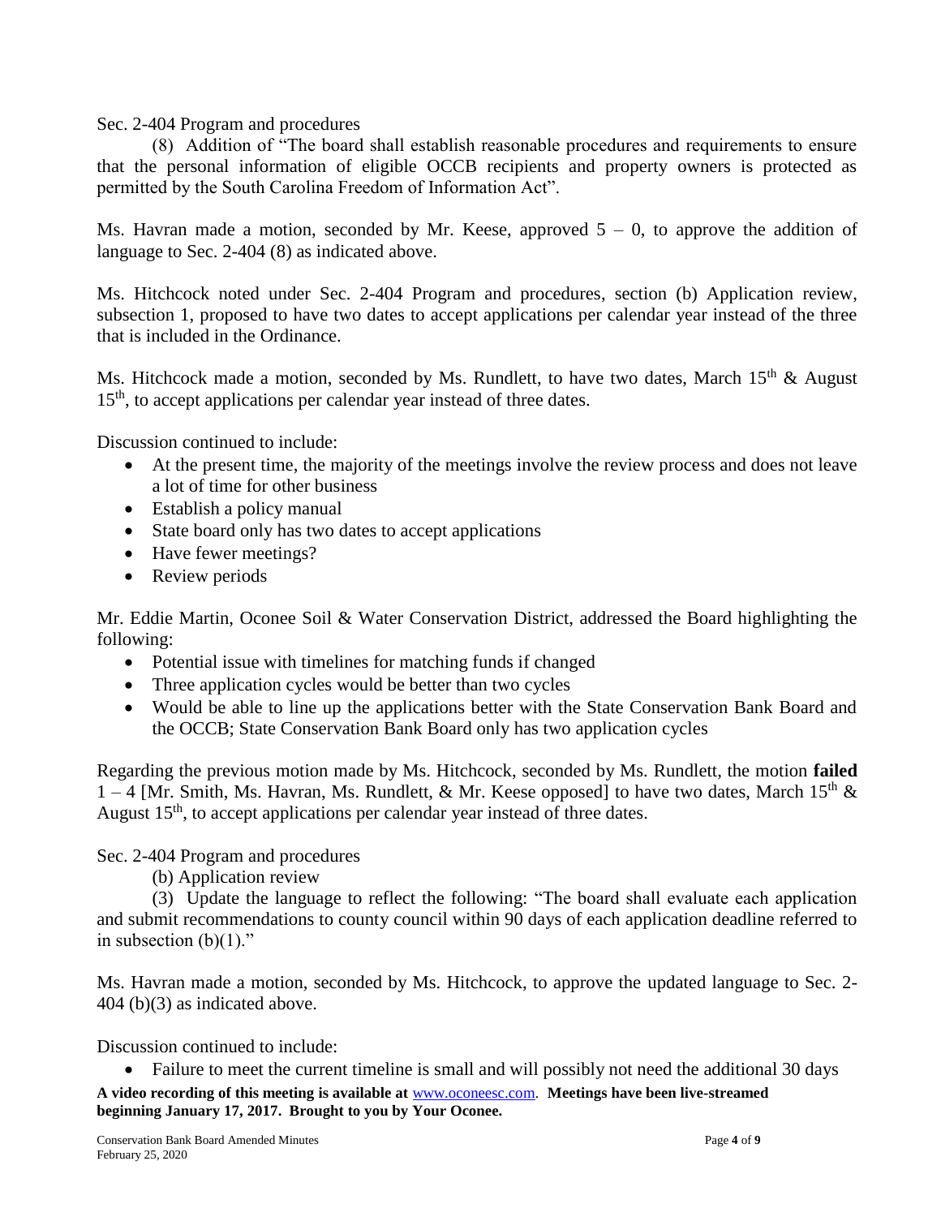Sec. 2-404 Program and procedures

(8) Addition of "The board shall establish reasonable procedures and requirements to ensure that the personal information of eligible OCCB recipients and property owners is protected as permitted by the South Carolina Freedom of Information Act".

Ms. Havran made a motion, seconded by Mr. Keese, approved 5 – 0, to approve the addition of language to Sec. 2-404 (8) as indicated above.

Ms. Hitchcock noted under Sec. 2-404 Program and procedures, section (b) Application review, subsection 1, proposed to have two dates to accept applications per calendar year instead of the three that is included in the Ordinance.

Ms. Hitchcock made a motion, seconded by Ms. Rundlett, to have two dates, March 15th & August 15th, to accept applications per calendar year instead of three dates.

Discussion continued to include:

- At the present time, the majority of the meetings involve the review process and does not leave a lot of time for other business
- Establish a policy manual
- State board only has two dates to accept applications
- Have fewer meetings?
- Review periods

Mr. Eddie Martin, Oconee Soil & Water Conservation District, addressed the Board highlighting the following:

- Potential issue with timelines for matching funds if changed
- Three application cycles would be better than two cycles
- Would be able to line up the applications better with the State Conservation Bank Board and the OCCB; State Conservation Bank Board only has two application cycles

Regarding the previous motion made by Ms. Hitchcock, seconded by Ms. Rundlett, the motion **failed** 1 – 4 [Mr. Smith, Ms. Havran, Ms. Rundlett, & Mr. Keese opposed] to have two dates, March 15th & August 15th, to accept applications per calendar year instead of three dates.

Sec. 2-404 Program and procedures

(b) Application review

(3) Update the language to reflect the following: "The board shall evaluate each application and submit recommendations to county council within 90 days of each application deadline referred to in subsection (b)(1)."

Ms. Havran made a motion, seconded by Ms. Hitchcock, to approve the updated language to Sec. 2-404 (b)(3) as indicated above.

Discussion continued to include:

- Failure to meet the current timeline is small and will possibly not need the additional 30 days

**A video recording of this meeting is available at** www.oconeesc.com. **Meetings have been live-streamed beginning January 17, 2017. Brought to you by Your Oconee.**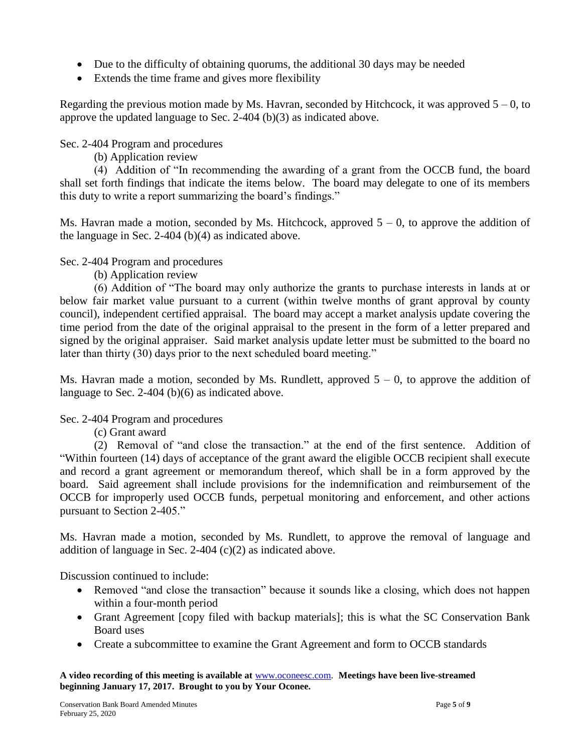- Due to the difficulty of obtaining quorums, the additional 30 days may be needed
- Extends the time frame and gives more flexibility

Regarding the previous motion made by Ms. Havran, seconded by Hitchcock, it was approved 5 – 0, to approve the updated language to Sec. 2-404 (b)(3) as indicated above.

Sec. 2-404 Program and procedures

(b) Application review

(4) Addition of "In recommending the awarding of a grant from the OCCB fund, the board shall set forth findings that indicate the items below. The board may delegate to one of its members this duty to write a report summarizing the board's findings."

Ms. Havran made a motion, seconded by Ms. Hitchcock, approved 5 – 0, to approve the addition of the language in Sec. 2-404 (b)(4) as indicated above.

Sec. 2-404 Program and procedures

(b) Application review

(6) Addition of "The board may only authorize the grants to purchase interests in lands at or below fair market value pursuant to a current (within twelve months of grant approval by county council), independent certified appraisal. The board may accept a market analysis update covering the time period from the date of the original appraisal to the present in the form of a letter prepared and signed by the original appraiser. Said market analysis update letter must be submitted to the board no later than thirty (30) days prior to the next scheduled board meeting."

Ms. Havran made a motion, seconded by Ms. Rundlett, approved 5 – 0, to approve the addition of language to Sec. 2-404 (b)(6) as indicated above.

Sec. 2-404 Program and procedures

(c) Grant award

(2) Removal of "and close the transaction." at the end of the first sentence. Addition of "Within fourteen (14) days of acceptance of the grant award the eligible OCCB recipient shall execute and record a grant agreement or memorandum thereof, which shall be in a form approved by the board. Said agreement shall include provisions for the indemnification and reimbursement of the OCCB for improperly used OCCB funds, perpetual monitoring and enforcement, and other actions pursuant to Section 2-405."

Ms. Havran made a motion, seconded by Ms. Rundlett, to approve the removal of language and addition of language in Sec. 2-404 (c)(2) as indicated above.

Discussion continued to include:

- Removed "and close the transaction" because it sounds like a closing, which does not happen within a four-month period
- Grant Agreement [copy filed with backup materials]; this is what the SC Conservation Bank Board uses
- Create a subcommittee to examine the Grant Agreement and form to OCCB standards

**A video recording of this meeting is available at** www.oconeesc.com. **Meetings have been live-streamed beginning January 17, 2017. Brought to you by Your Oconee.**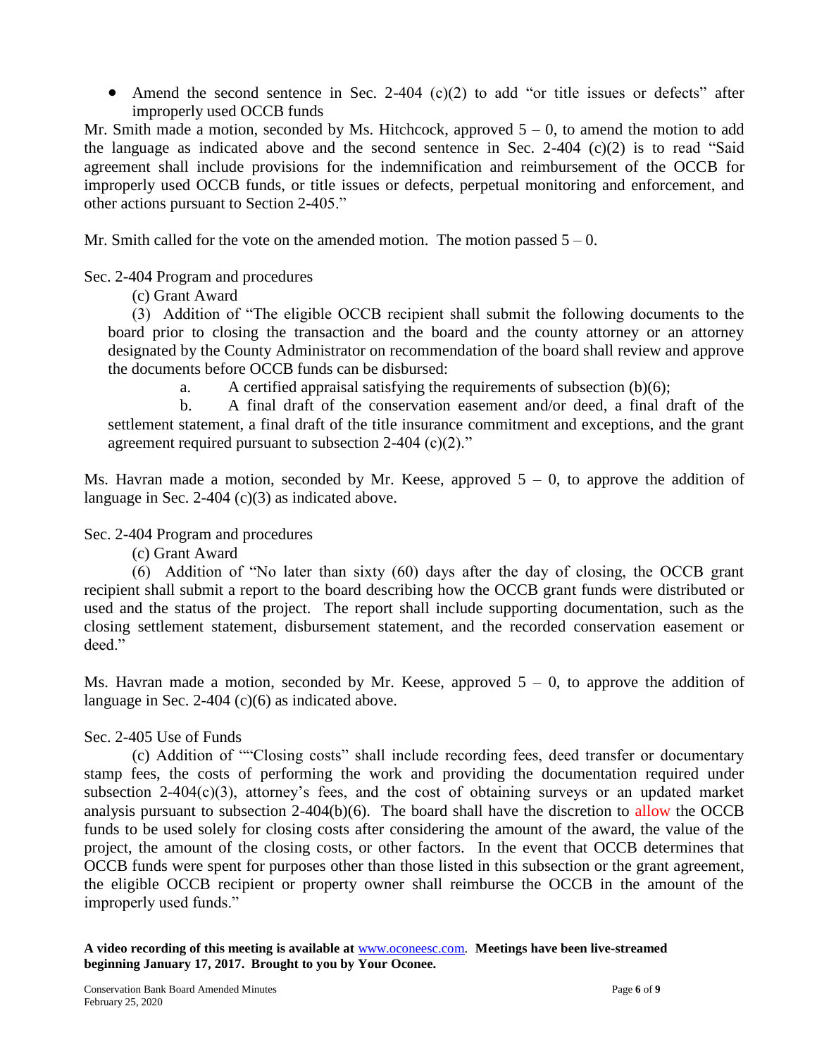- Amend the second sentence in Sec. 2-404 (c)(2) to add "or title issues or defects" after improperly used OCCB funds

Mr. Smith made a motion, seconded by Ms. Hitchcock, approved 5 – 0, to amend the motion to add the language as indicated above and the second sentence in Sec. 2-404 (c)(2) is to read "Said agreement shall include provisions for the indemnification and reimbursement of the OCCB for improperly used OCCB funds, or title issues or defects, perpetual monitoring and enforcement, and other actions pursuant to Section 2-405."

Mr. Smith called for the vote on the amended motion. The motion passed 5 – 0.

Sec. 2-404 Program and procedures

(c) Grant Award

(3) Addition of "The eligible OCCB recipient shall submit the following documents to the board prior to closing the transaction and the board and the county attorney or an attorney designated by the County Administrator on recommendation of the board shall review and approve the documents before OCCB funds can be disbursed:

a. A certified appraisal satisfying the requirements of subsection (b)(6);

b. A final draft of the conservation easement and/or deed, a final draft of the settlement statement, a final draft of the title insurance commitment and exceptions, and the grant agreement required pursuant to subsection 2-404 (c)(2)."

Ms. Havran made a motion, seconded by Mr. Keese, approved 5 – 0, to approve the addition of language in Sec. 2-404 (c)(3) as indicated above.

Sec. 2-404 Program and procedures

(c) Grant Award

(6) Addition of "No later than sixty (60) days after the day of closing, the OCCB grant recipient shall submit a report to the board describing how the OCCB grant funds were distributed or used and the status of the project. The report shall include supporting documentation, such as the closing settlement statement, disbursement statement, and the recorded conservation easement or deed."

Ms. Havran made a motion, seconded by Mr. Keese, approved 5 – 0, to approve the addition of language in Sec. 2-404 (c)(6) as indicated above.

Sec. 2-405 Use of Funds

(c) Addition of ""Closing costs" shall include recording fees, deed transfer or documentary stamp fees, the costs of performing the work and providing the documentation required under subsection 2-404(c)(3), attorney's fees, and the cost of obtaining surveys or an updated market analysis pursuant to subsection 2-404(b)(6). The board shall have the discretion to allow the OCCB funds to be used solely for closing costs after considering the amount of the award, the value of the project, the amount of the closing costs, or other factors. In the event that OCCB determines that OCCB funds were spent for purposes other than those listed in this subsection or the grant agreement, the eligible OCCB recipient or property owner shall reimburse the OCCB in the amount of the improperly used funds."

**A video recording of this meeting is available at** www.oconeesc.com. **Meetings have been live-streamed beginning January 17, 2017. Brought to you by Your Oconee.**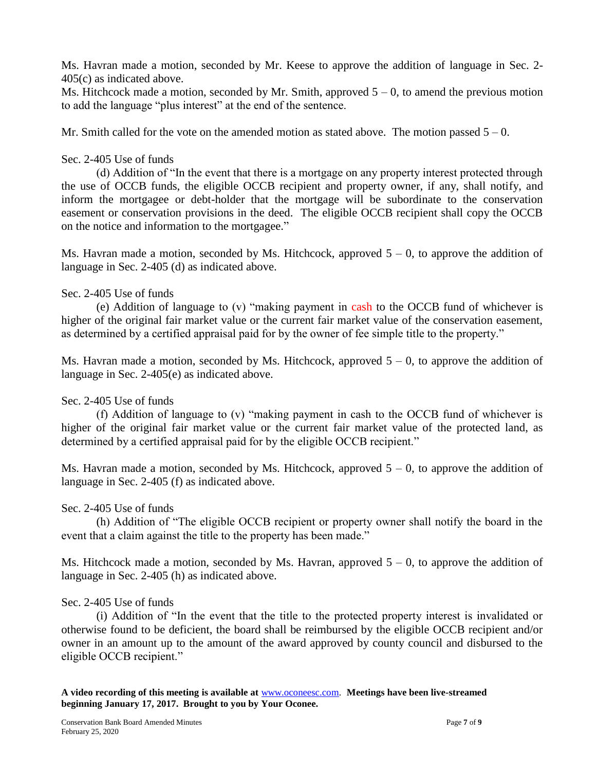Ms. Havran made a motion, seconded by Mr. Keese to approve the addition of language in Sec. 2-405(c) as indicated above.

Ms. Hitchcock made a motion, seconded by Mr. Smith, approved 5 – 0, to amend the previous motion to add the language "plus interest" at the end of the sentence.

Mr. Smith called for the vote on the amended motion as stated above. The motion passed 5 – 0.

Sec. 2-405 Use of funds

(d) Addition of "In the event that there is a mortgage on any property interest protected through the use of OCCB funds, the eligible OCCB recipient and property owner, if any, shall notify, and inform the mortgagee or debt-holder that the mortgage will be subordinate to the conservation easement or conservation provisions in the deed. The eligible OCCB recipient shall copy the OCCB on the notice and information to the mortgagee."

Ms. Havran made a motion, seconded by Ms. Hitchcock, approved 5 – 0, to approve the addition of language in Sec. 2-405 (d) as indicated above.

Sec. 2-405 Use of funds

(e) Addition of language to (v) "making payment in cash to the OCCB fund of whichever is higher of the original fair market value or the current fair market value of the conservation easement, as determined by a certified appraisal paid for by the owner of fee simple title to the property."

Ms. Havran made a motion, seconded by Ms. Hitchcock, approved 5 – 0, to approve the addition of language in Sec. 2-405(e) as indicated above.

Sec. 2-405 Use of funds

(f) Addition of language to (v) "making payment in cash to the OCCB fund of whichever is higher of the original fair market value or the current fair market value of the protected land, as determined by a certified appraisal paid for by the eligible OCCB recipient."

Ms. Havran made a motion, seconded by Ms. Hitchcock, approved 5 – 0, to approve the addition of language in Sec. 2-405 (f) as indicated above.

Sec. 2-405 Use of funds

(h) Addition of "The eligible OCCB recipient or property owner shall notify the board in the event that a claim against the title to the property has been made."

Ms. Hitchcock made a motion, seconded by Ms. Havran, approved 5 – 0, to approve the addition of language in Sec. 2-405 (h) as indicated above.

Sec. 2-405 Use of funds

(i) Addition of "In the event that the title to the protected property interest is invalidated or otherwise found to be deficient, the board shall be reimbursed by the eligible OCCB recipient and/or owner in an amount up to the amount of the award approved by county council and disbursed to the eligible OCCB recipient."

**A video recording of this meeting is available at** www.oconeesc.com. **Meetings have been live-streamed beginning January 17, 2017. Brought to you by Your Oconee.**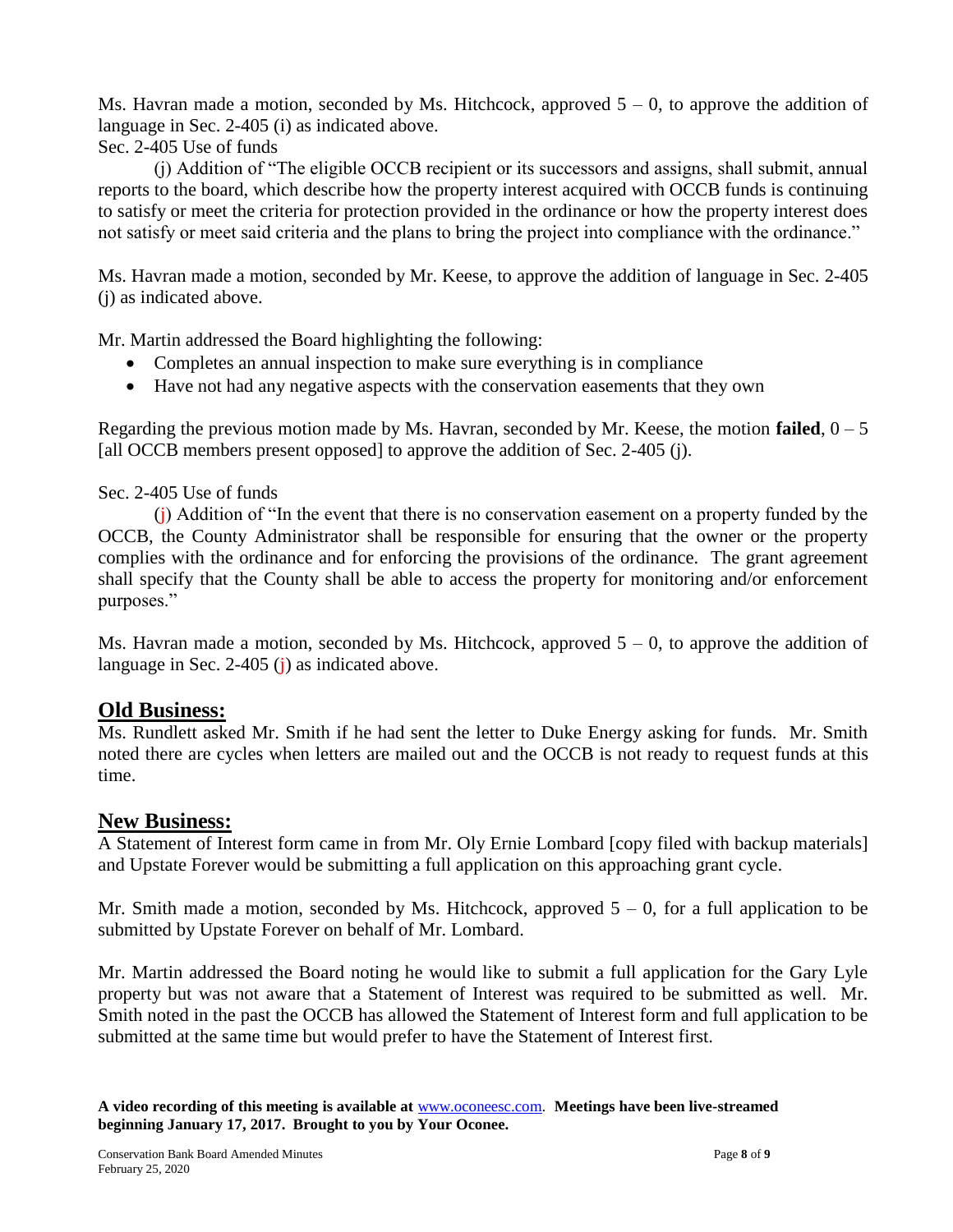Ms. Havran made a motion, seconded by Ms. Hitchcock, approved 5 – 0, to approve the addition of language in Sec. 2-405 (i) as indicated above.

Sec. 2-405 Use of funds

(j) Addition of "The eligible OCCB recipient or its successors and assigns, shall submit, annual reports to the board, which describe how the property interest acquired with OCCB funds is continuing to satisfy or meet the criteria for protection provided in the ordinance or how the property interest does not satisfy or meet said criteria and the plans to bring the project into compliance with the ordinance."

Ms. Havran made a motion, seconded by Mr. Keese, to approve the addition of language in Sec. 2-405 (j) as indicated above.

Mr. Martin addressed the Board highlighting the following:

- Completes an annual inspection to make sure everything is in compliance
- Have not had any negative aspects with the conservation easements that they own

Regarding the previous motion made by Ms. Havran, seconded by Mr. Keese, the motion **failed**, 0 – 5 [all OCCB members present opposed] to approve the addition of Sec. 2-405 (j).

Sec. 2-405 Use of funds

(j) Addition of "In the event that there is no conservation easement on a property funded by the OCCB, the County Administrator shall be responsible for ensuring that the owner or the property complies with the ordinance and for enforcing the provisions of the ordinance. The grant agreement shall specify that the County shall be able to access the property for monitoring and/or enforcement purposes."

Ms. Havran made a motion, seconded by Ms. Hitchcock, approved 5 – 0, to approve the addition of language in Sec. 2-405 (j) as indicated above.

## Old Business:

Ms. Rundlett asked Mr. Smith if he had sent the letter to Duke Energy asking for funds. Mr. Smith noted there are cycles when letters are mailed out and the OCCB is not ready to request funds at this time.

## New Business:

A Statement of Interest form came in from Mr. Oly Ernie Lombard [copy filed with backup materials] and Upstate Forever would be submitting a full application on this approaching grant cycle.

Mr. Smith made a motion, seconded by Ms. Hitchcock, approved 5 – 0, for a full application to be submitted by Upstate Forever on behalf of Mr. Lombard.

Mr. Martin addressed the Board noting he would like to submit a full application for the Gary Lyle property but was not aware that a Statement of Interest was required to be submitted as well. Mr. Smith noted in the past the OCCB has allowed the Statement of Interest form and full application to be submitted at the same time but would prefer to have the Statement of Interest first.

**A video recording of this meeting is available at** www.oconeesc.com. **Meetings have been live-streamed beginning January 17, 2017. Brought to you by Your Oconee.**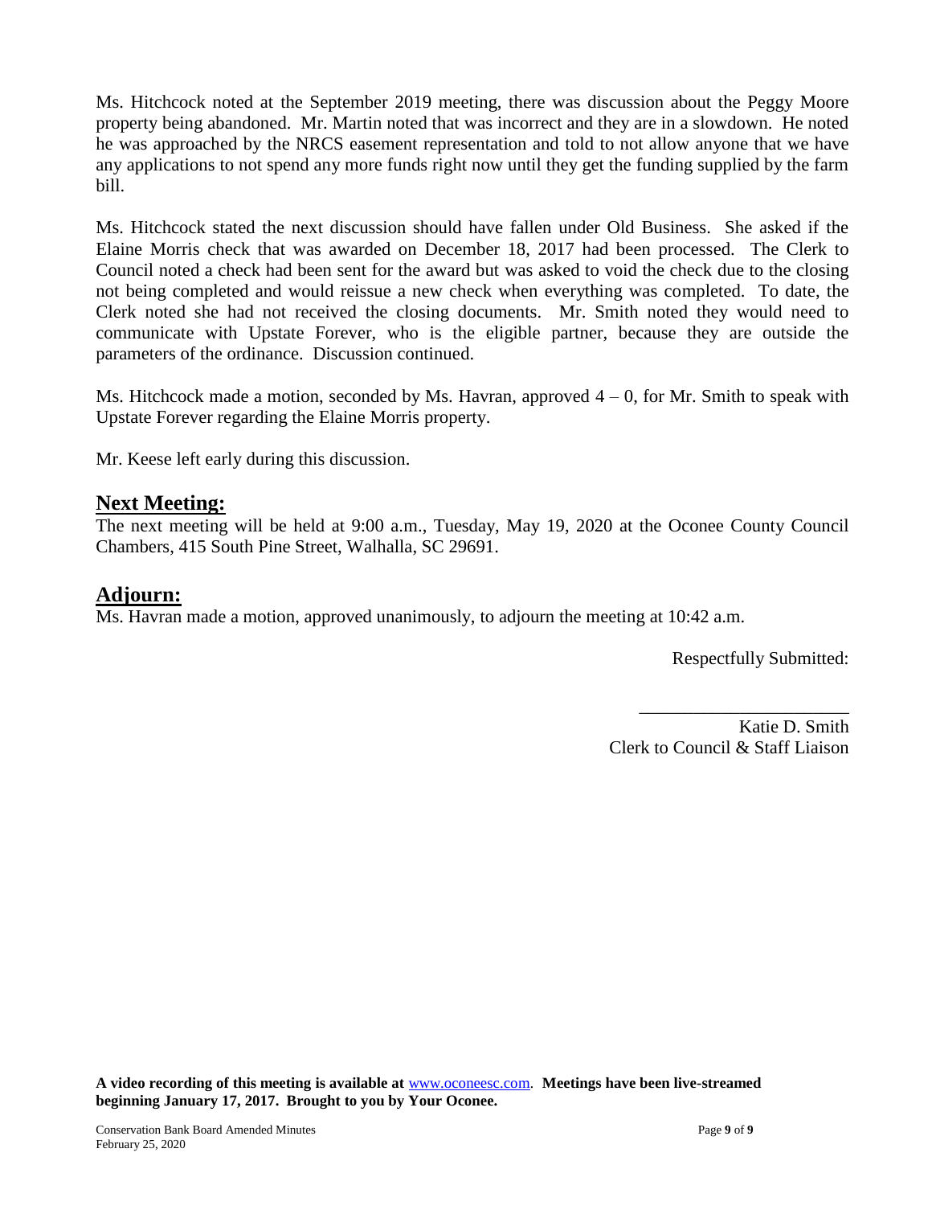Ms. Hitchcock noted at the September 2019 meeting, there was discussion about the Peggy Moore property being abandoned. Mr. Martin noted that was incorrect and they are in a slowdown. He noted he was approached by the NRCS easement representation and told to not allow anyone that we have any applications to not spend any more funds right now until they get the funding supplied by the farm bill.

Ms. Hitchcock stated the next discussion should have fallen under Old Business. She asked if the Elaine Morris check that was awarded on December 18, 2017 had been processed. The Clerk to Council noted a check had been sent for the award but was asked to void the check due to the closing not being completed and would reissue a new check when everything was completed. To date, the Clerk noted she had not received the closing documents. Mr. Smith noted they would need to communicate with Upstate Forever, who is the eligible partner, because they are outside the parameters of the ordinance. Discussion continued.

Ms. Hitchcock made a motion, seconded by Ms. Havran, approved 4 – 0, for Mr. Smith to speak with Upstate Forever regarding the Elaine Morris property.

Mr. Keese left early during this discussion.

## Next Meeting:

The next meeting will be held at 9:00 a.m., Tuesday, May 19, 2020 at the Oconee County Council Chambers, 415 South Pine Street, Walhalla, SC 29691.

## Adjourn:

Ms. Havran made a motion, approved unanimously, to adjourn the meeting at 10:42 a.m.

Respectfully Submitted:

\_\_\_\_\_\_\_\_\_\_\_\_\_\_\_\_\_\_\_\_\_\_\_\_

Katie D. Smith
Clerk to Council & Staff Liaison

**A video recording of this meeting is available at** www.oconeesc.com. **Meetings have been live-streamed beginning January 17, 2017. Brought to you by Your Oconee.**